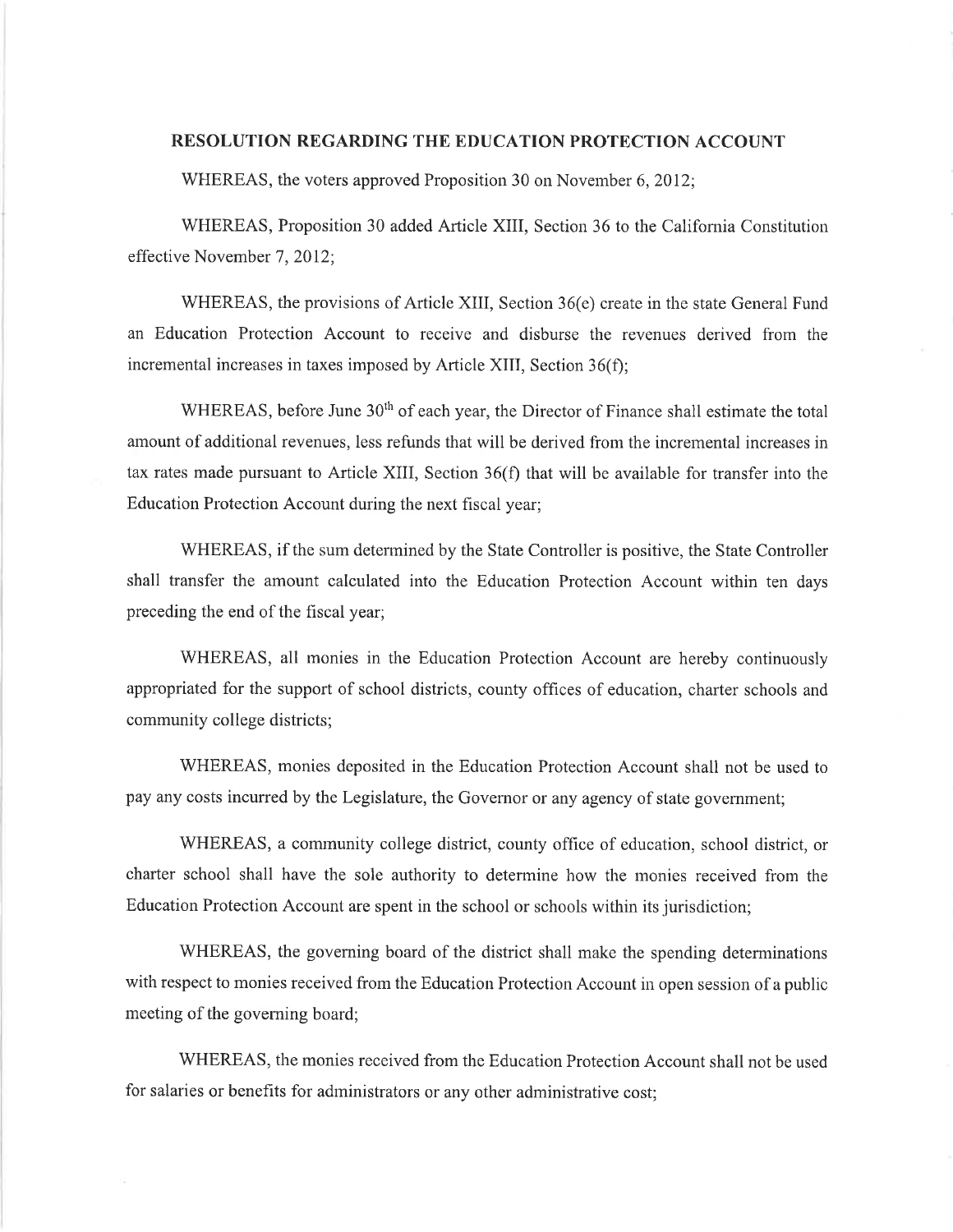## RESOLUTION REGARDING THE EDUCATION PROTECTION ACCOUNT

WHEREAS, the voters approved Proposition 30 on November 6, 2012;

WHEREAS, Proposition 30 added Article XIII, Section 36 to the California Constitution effective November 7, 2012;

WHEREAS, the provisions of Article XIII, Section 36(e) create in the state General Fund an Education Protection Account to receive and disburse the revenues derived from the incremental increases in taxes imposed by Article XIII, Section 36(f);

WHEREAS, before June 30th of each year, the Director of Finance shall estimate the total amount of additional revenues, less refunds that will be derived from the incremental increases in tax rates made pursuant to Article XIII, Section 36(f) that will be available for transfer into the Education Protection Account during the next fiscal year;

WHEREAS, if the sum determined by the State Controller is positive, the State Controller shall transfer the amount calculated into the Education Protection Account within ten days preceding the end of the fiscal year;

WHEREAS, all monies in the Education Protection Account are hereby continuously appropriated for the support of school districts, county offices of education, charter schools and community college districts;

WHEREAS, monies deposited in the Education Protection Account shall not be used to pay any costs incurred by the Legislature, the Governor or any agency of state government;

WHEREAS, a community college district, county office of education, school district, or charter school shall have the sole authority to determine how the monies received from the Education Protection Account are spent in the school or schools within its jurisdiction;

WHEREAS, the governing board of the district shall make the spending determinations with respect to monies received from the Education Protection Account in open session of a public meeting of the governing board;

WHEREAS, the monies received from the Education Protection Account shall not be used for salaries or benefits for administrators or any other administrative cost;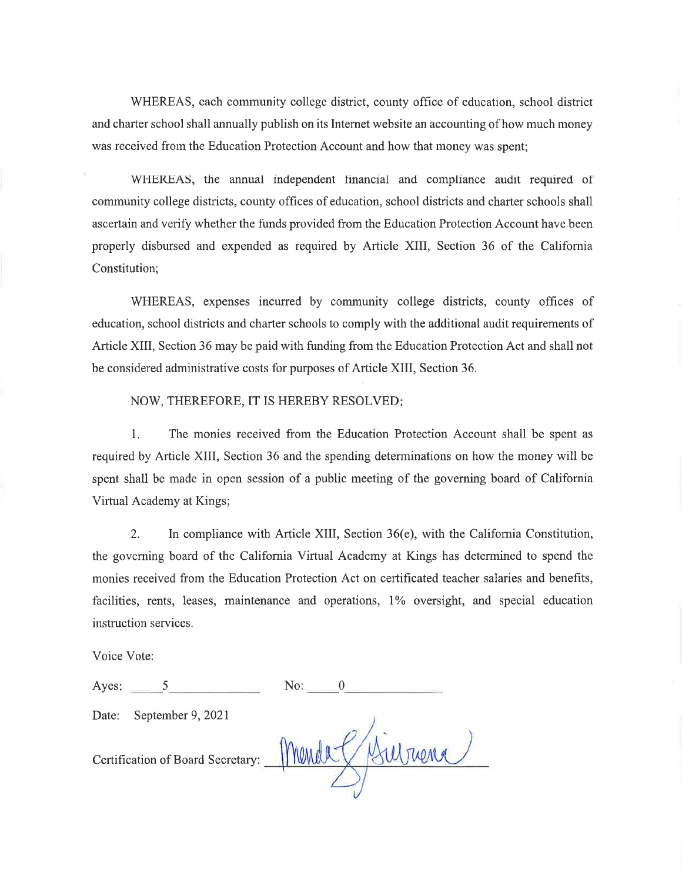WHEREAS, each community college district, county office of education, school district and charter school shall annually publish on its Internet website an accounting of how much money was received from the Education Protection Account and how that money was spent;

WHEREAS, the annual independent financial and compliance audit required of community college districts, county offices of education, school districts and charter schools shall ascertain and verify whether the funds provided from the Education Protection Account have been properly disbursed and expended as required by Article XIII, Section 36 of the California Constitution;

WHEREAS, expenses incurred by community college districts, county offices of education, school districts and charter schools to comply with the additional audit requirements of Article XIII, Section 36 may be paid with funding from the Education Protection Act and shall not be considered administrative costs for purposes of Article XIII, Section 36.

NOW, THEREFORE, IT IS HEREBY RESOLVED:

1. The monies received from the Education Protection Account shall be spent as required by Article XIII, Section 36 and the spending determinations on how the money will be spent shall be made in open session of a public meeting of the governing board of California Virtual Academy at Kings;

2. In compliance with Article XIII, Section 36(e), with the California Constitution, the governing board of the California Virtual Academy at Kings has determined to spend the monies received from the Education Protection Act on certificated teacher salaries and benefits, facilities, rents, leases, maintenance and operations, 1% oversight, and special education instruction services.

Voice Vote:

Ayes: 5 No: 0

Date: September 9, 2021

Certification of Board Secretary: ____________________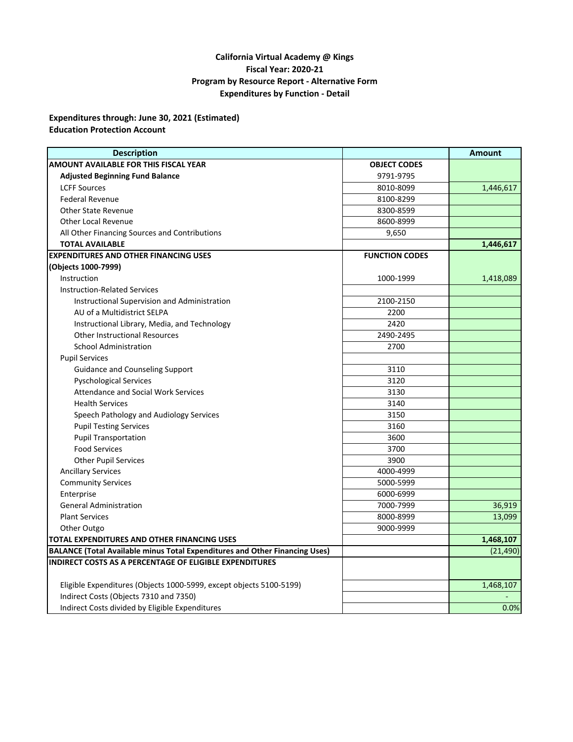**California Virtual Academy @ Kings**
**Fiscal Year: 2020-21**
**Program by Resource Report - Alternative Form**
**Expenditures by Function - Detail**

**Expenditures through: June 30, 2021 (Estimated)**
**Education Protection Account**

| Description | | Amount |
|---|---|---|
| **AMOUNT AVAILABLE FOR THIS FISCAL YEAR** | **OBJECT CODES** | |
| **Adjusted Beginning Fund Balance** | 9791-9795 | |
| LCFF Sources | 8010-8099 | 1,446,617 |
| Federal Revenue | 8100-8299 | |
| Other State Revenue | 8300-8599 | |
| Other Local Revenue | 8600-8999 | |
| All Other Financing Sources and Contributions | 9,650 | |
| **TOTAL AVAILABLE** | | **1,446,617** |
| **EXPENDITURES AND OTHER FINANCING USES** | **FUNCTION CODES** | |
| **(Objects 1000-7999)** | | |
| Instruction | 1000-1999 | 1,418,089 |
| Instruction-Related Services | | |
| Instructional Supervision and Administration | 2100-2150 | |
| AU of a Multidistrict SELPA | 2200 | |
| Instructional Library, Media, and Technology | 2420 | |
| Other Instructional Resources | 2490-2495 | |
| School Administration | 2700 | |
| Pupil Services | | |
| Guidance and Counseling Support | 3110 | |
| Pyschological Services | 3120 | |
| Attendance and Social Work Services | 3130 | |
| Health Services | 3140 | |
| Speech Pathology and Audiology Services | 3150 | |
| Pupil Testing Services | 3160 | |
| Pupil Transportation | 3600 | |
| Food Services | 3700 | |
| Other Pupil Services | 3900 | |
| Ancillary Services | 4000-4999 | |
| Community Services | 5000-5999 | |
| Enterprise | 6000-6999 | |
| General Administration | 7000-7999 | 36,919 |
| Plant Services | 8000-8999 | 13,099 |
| Other Outgo | 9000-9999 | |
| **TOTAL EXPENDITURES AND OTHER FINANCING USES** | | **1,468,107** |
| **BALANCE (Total Available minus Total Expenditures and Other Financing Uses)** | | (21,490) |
| **INDIRECT COSTS AS A PERCENTAGE OF ELIGIBLE EXPENDITURES** | | |
| Eligible Expenditures (Objects 1000-5999, except objects 5100-5199) | | 1,468,107 |
| Indirect Costs (Objects 7310 and 7350) | | - |
| Indirect Costs divided by Eligible Expenditures | | 0.0% |